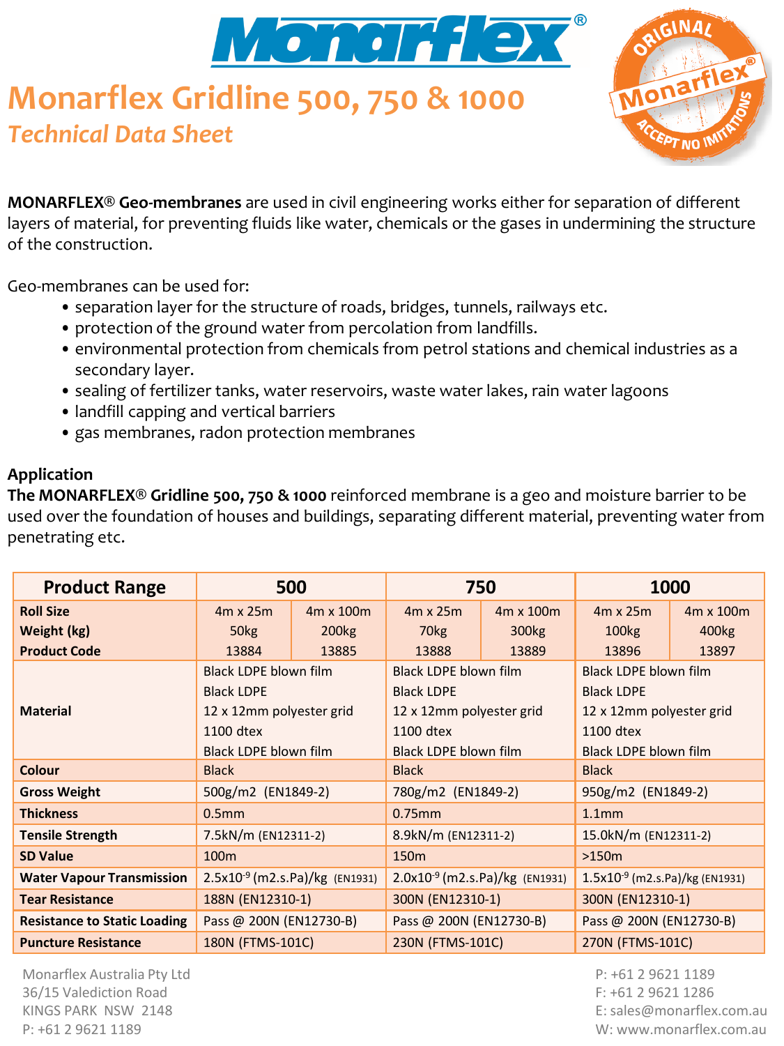# Monarflex Gridline 500, 750 & 1000

## *Technical Data Sheet*

**MONARFLEX® Geo-membranes** are used in civil engineering works either for separation of different layers of material, for preventing fluids like water, chemicals or the gases in undermining the structure of the construction.

Geo-membranes can be used for:

- separation layer for the structure of roads, bridges, tunnels, railways etc.
- protection of the ground water from percolation from landfills.
- environmental protection from chemicals from petrol stations and chemical industries as a secondary layer.
- sealing of fertilizer tanks, water reservoirs, waste water lakes, rain water lagoons
- landfill capping and vertical barriers
- gas membranes, radon protection membranes

**Application**

**The MONARFLEX® Gridline 500, 750 & 1000** reinforced membrane is a geo and moisture barrier to be used over the foundation of houses and buildings, separating different material, preventing water from penetrating etc.

| Product Range | 500 | | 750 | | 1000 | |
|---|---|---|---|---|---|---|
| **Roll Size** | 4m x 25m | 4m x 100m | 4m x 25m | 4m x 100m | 4m x 25m | 4m x 100m |
| **Weight (kg)** | 50kg | 200kg | 70kg | 300kg | 100kg | 400kg |
| **Product Code** | 13884 | 13885 | 13888 | 13889 | 13896 | 13897 |
| **Material** | Black LDPE blown film<br>Black LDPE<br>12 x 12mm polyester grid<br>1100 dtex<br>Black LDPE blown film | | Black LDPE blown film<br>Black LDPE<br>12 x 12mm polyester grid<br>1100 dtex<br>Black LDPE blown film | | Black LDPE blown film<br>Black LDPE<br>12 x 12mm polyester grid<br>1100 dtex<br>Black LDPE blown film | |
| **Colour** | Black | | Black | | Black | |
| **Gross Weight** | 500g/m2 (EN1849-2) | | 780g/m2 (EN1849-2) | | 950g/m2 (EN1849-2) | |
| **Thickness** | 0.5mm | | 0.75mm | | 1.1mm | |
| **Tensile Strength** | 7.5kN/m (EN12311-2) | | 8.9kN/m (EN12311-2) | | 15.0kN/m (EN12311-2) | |
| **SD Value** | 100m | | 150m | | >150m | |
| **Water Vapour Transmission** | $2.5\times10^{-9}$ (m2.s.Pa)/kg (EN1931) | | $2.0\times10^{-9}$ (m2.s.Pa)/kg (EN1931) | | $1.5\times10^{-9}$ (m2.s.Pa)/kg (EN1931) | |
| **Tear Resistance** | 188N (EN12310-1) | | 300N (EN12310-1) | | 300N (EN12310-1) | |
| **Resistance to Static Loading** | Pass @ 200N (EN12730-B) | | Pass @ 200N (EN12730-B) | | Pass @ 200N (EN12730-B) | |
| **Puncture Resistance** | 180N (FTMS-101C) | | 230N (FTMS-101C) | | 270N (FTMS-101C) | |

Monarflex Australia Pty Ltd
36/15 Valediction Road
KINGS PARK NSW 2148
P: +61 2 9621 1189

P: +61 2 9621 1189
F: +61 2 9621 1286
E: sales@monarflex.com.au
W: www.monarflex.com.au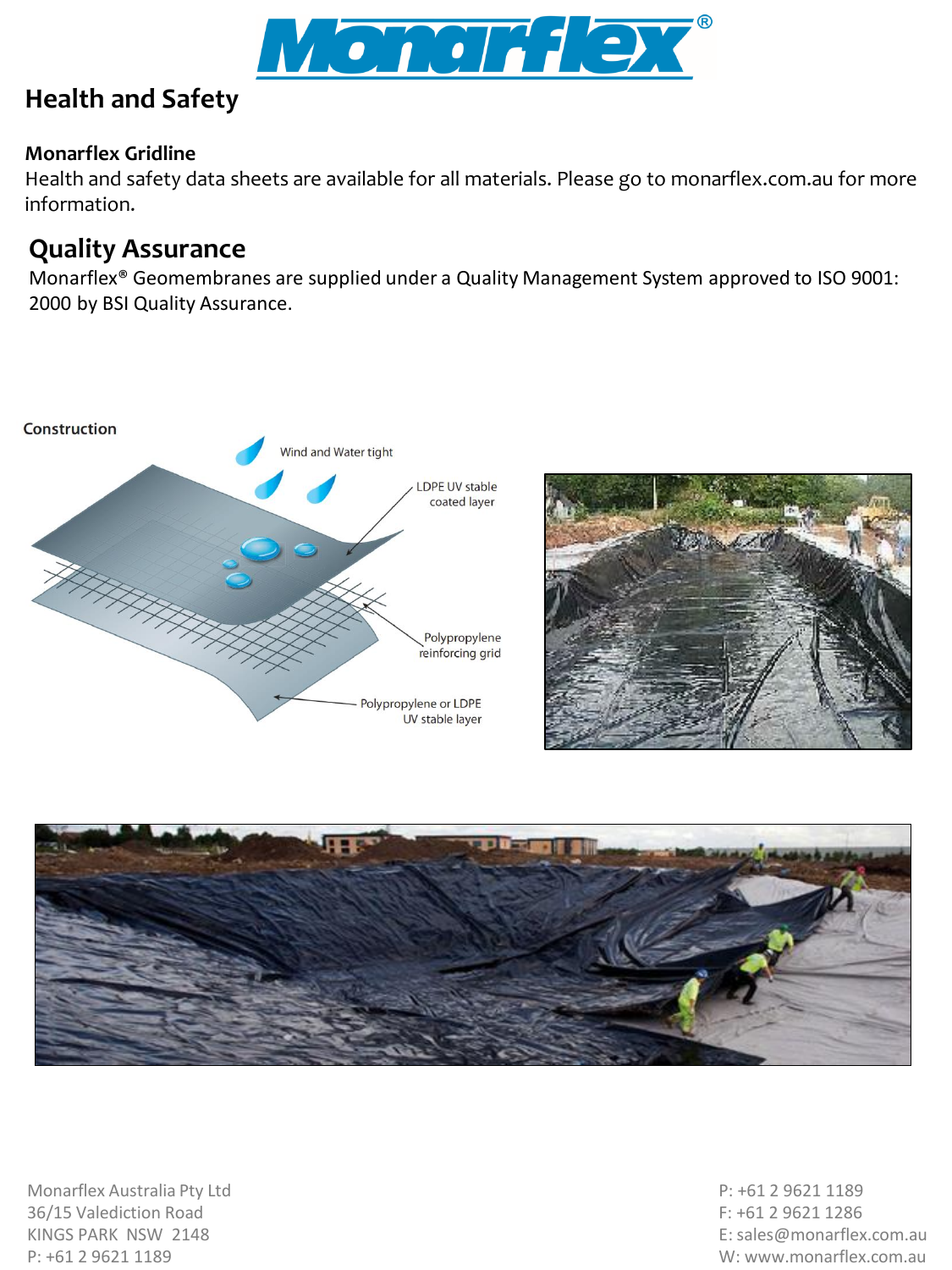## Health and Safety

### Monarflex Gridline

Health and safety data sheets are available for all materials. Please go to monarflex.com.au for more information.

## Quality Assurance

Monarflex® Geomembranes are supplied under a Quality Management System approved to ISO 9001: 2000 by BSI Quality Assurance.

### Construction

Wind and Water tight

LDPE UV stable coated layer

Polypropylene reinforcing grid

Polypropylene or LDPE UV stable layer

Monarflex Australia Pty Ltd
36/15 Valediction Road
KINGS PARK NSW 2148
P: +61 2 9621 1189

P: +61 2 9621 1189
F: +61 2 9621 1286
E: sales@monarflex.com.au
W: www.monarflex.com.au